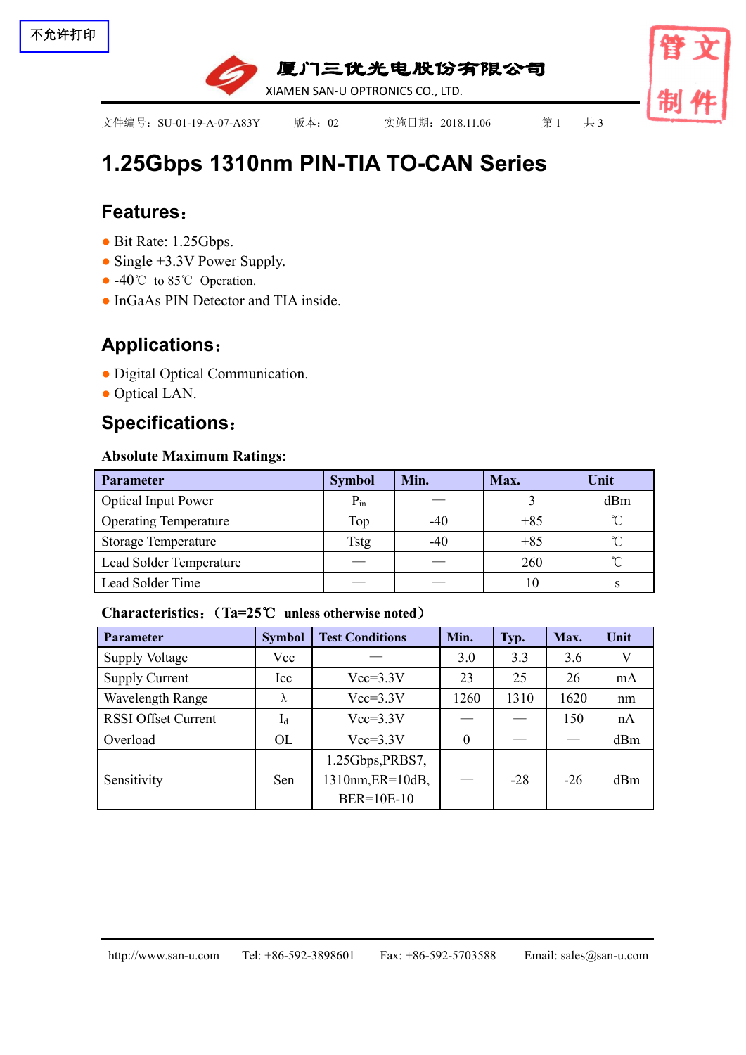不允许打印

厦门三优光电股份有限公司
XIAMEN SAN-U OPTRONICS CO., LTD.

管文制件

文件编号：SU-01-19-A-07-A83Y　　版本：02　　实施日期：2018.11.06

# 1.25Gbps 1310nm PIN-TIA TO-CAN Series

## Features：

- Bit Rate: 1.25Gbps.
- Single +3.3V Power Supply.
- -40℃ to 85℃ Operation.
- InGaAs PIN Detector and TIA inside.

## Applications：

- Digital Optical Communication.
- Optical LAN.

## Specifications：

**Absolute Maximum Ratings:**

| Parameter | Symbol | Min. | Max. | Unit |
|---|---|---|---|---|
| Optical Input Power | $P_{in}$ | — | 3 | dBm |
| Operating Temperature | Top | -40 | +85 | ℃ |
| Storage Temperature | Tstg | -40 | +85 | ℃ |
| Lead Solder Temperature | — | — | 260 | ℃ |
| Lead Solder Time | — | — | 10 | s |

**Characteristics：（Ta=25℃ unless otherwise noted）**

| Parameter | Symbol | Test Conditions | Min. | Typ. | Max. | Unit |
|---|---|---|---|---|---|---|
| Supply Voltage | Vcc | — | 3.0 | 3.3 | 3.6 | V |
| Supply Current | Icc | Vcc=3.3V | 23 | 25 | 26 | mA |
| Wavelength Range | λ | Vcc=3.3V | 1260 | 1310 | 1620 | nm |
| RSSI Offset Current | $I_d$ | Vcc=3.3V | — | — | 150 | nA |
| Overload | OL | Vcc=3.3V | 0 | — | — | dBm |
| Sensitivity | Sen | 1.25Gbps,PRBS7, 1310nm,ER=10dB, BER=10E-10 | — | -28 | -26 | dBm |

http://www.san-u.com　　Tel: +86-592-3898601　　Fax: +86-592-5703588　　Email: sales@san-u.com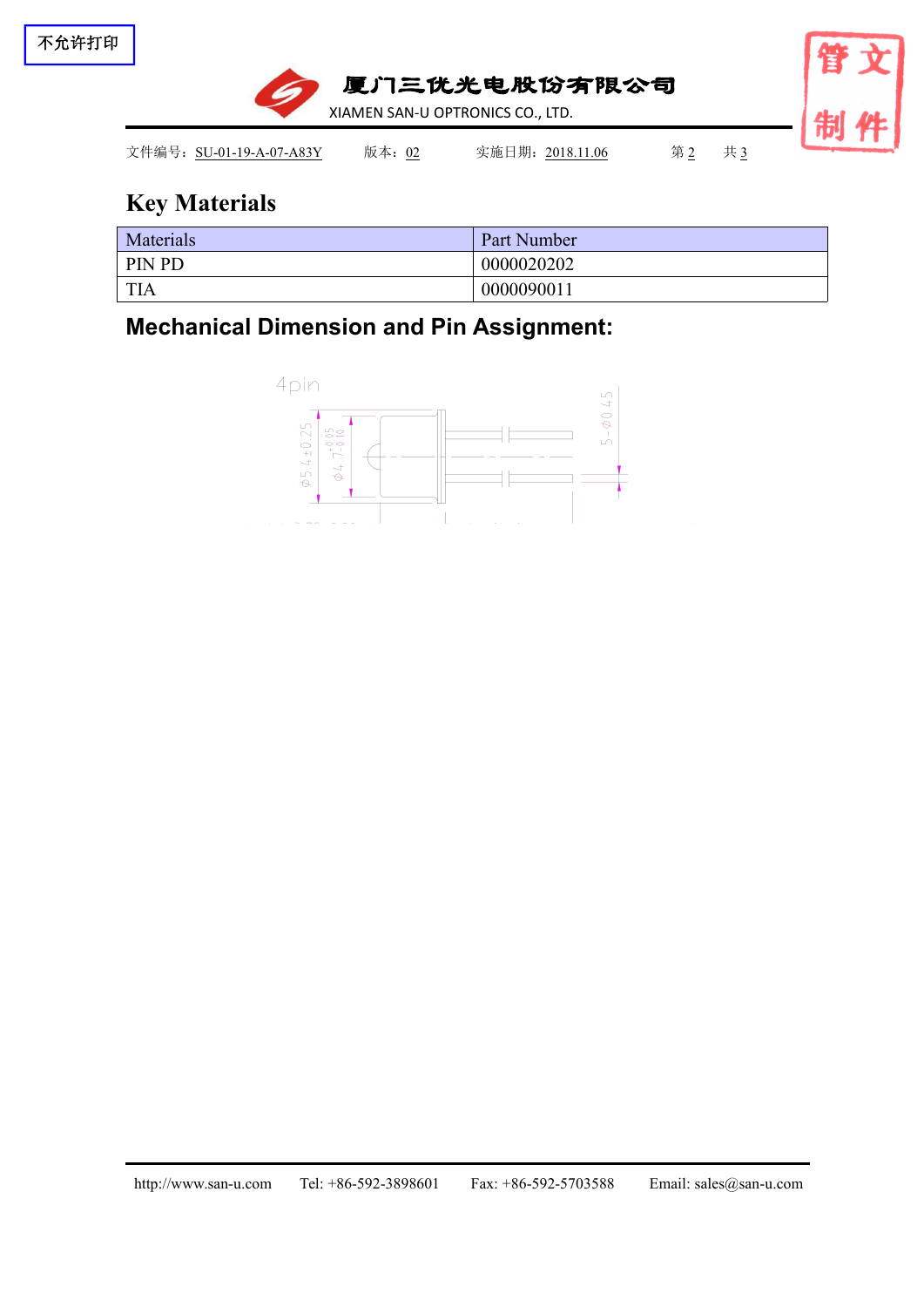## Key Materials

| Materials | Part Number |
|---|---|
| PIN PD | 0000020202 |
| TIA | 0000090011 |

## Mechanical Dimension and Pin Assignment: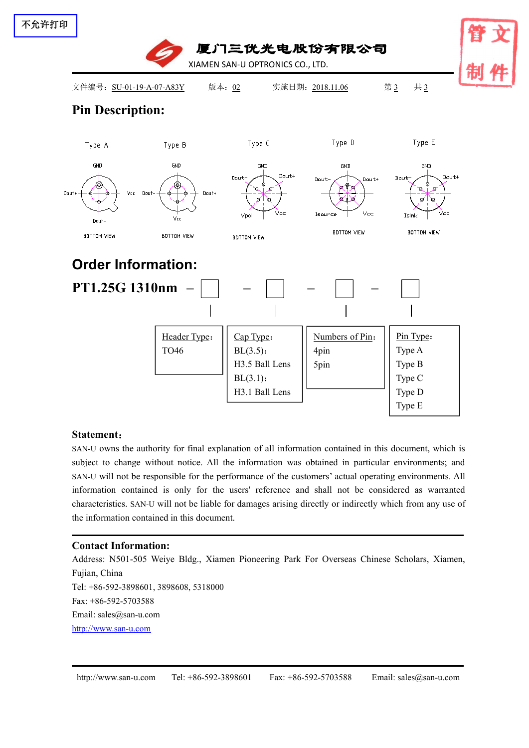## Pin Description:

Type A

GND

Dout+ Vcc

Dout-

BOTTOM VIEW

Type B

GND

Dout- Dout+

Vcc

BOTTOM VIEW

Type C

GND

Dout- Dout+

Vpd Vcc

BOTTOM VIEW

Type D

GND

Dout- Dout+

Isource Vcc

BOTTOM VIEW

Type E

GND

Dout- Dout+

Isink Vcc

BOTTOM VIEW

## Order Information:

**PT1.25G 1310nm – □ – □ – □ – □**

| Header Type： | Cap Type： | Numbers of Pin： | Pin Type： |
|---|---|---|---|
| TO46 | BL(3.5)：<br>H3.5 Ball Lens<br>BL(3.1)：<br>H3.1 Ball Lens | 4pin<br>5pin | Type A<br>Type B<br>Type C<br>Type D<br>Type E |

**Statement：**

SAN-U owns the authority for final explanation of all information contained in this document, which is subject to change without notice. All the information was obtained in particular environments; and SAN-U will not be responsible for the performance of the customers' actual operating environments. All information contained is only for the users' reference and shall not be considered as warranted characteristics. SAN-U will not be liable for damages arising directly or indirectly which from any use of the information contained in this document.

**Contact Information:**

Address: N501-505 Weiye Bldg., Xiamen Pioneering Park For Overseas Chinese Scholars, Xiamen, Fujian, China

Tel: +86-592-3898601, 3898608, 5318000

Fax: +86-592-5703588

Email: sales@san-u.com

http://www.san-u.com